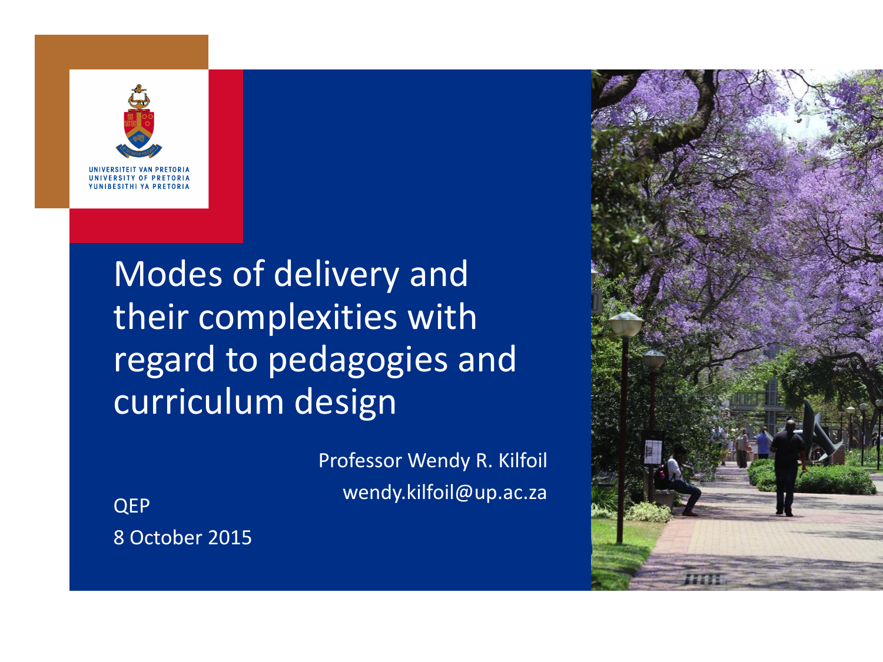UNIVERSITEIT VAN PRETORIA
UNIVERSITY OF PRETORIA
YUNIBESITHI YA PRETORIA

# Modes of delivery and their complexities with regard to pedagogies and curriculum design

Professor Wendy R. Kilfoil
wendy.kilfoil@up.ac.za

QEP
8 October 2015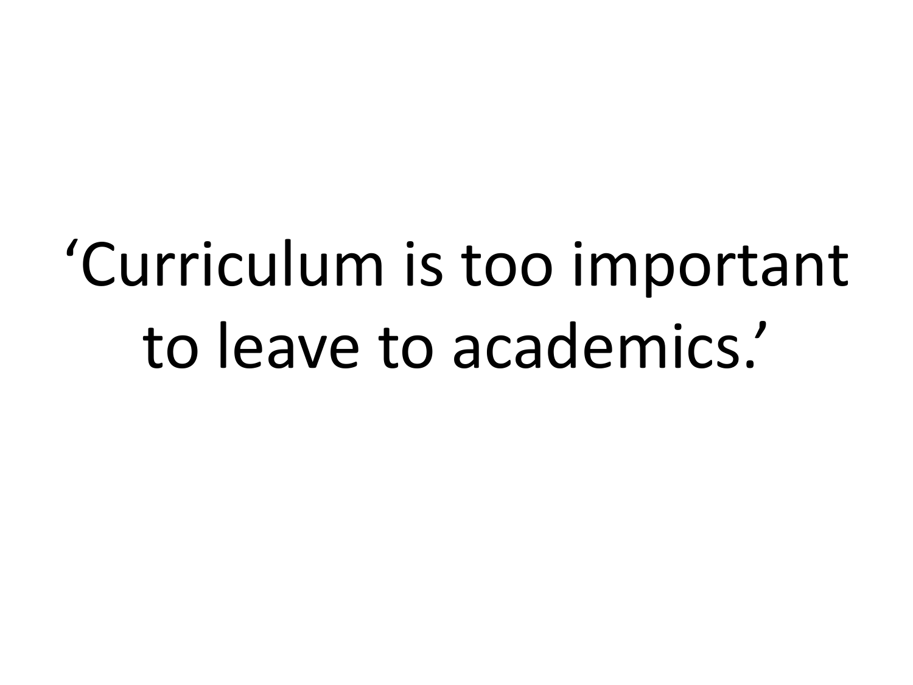'Curriculum is too important to leave to academics.'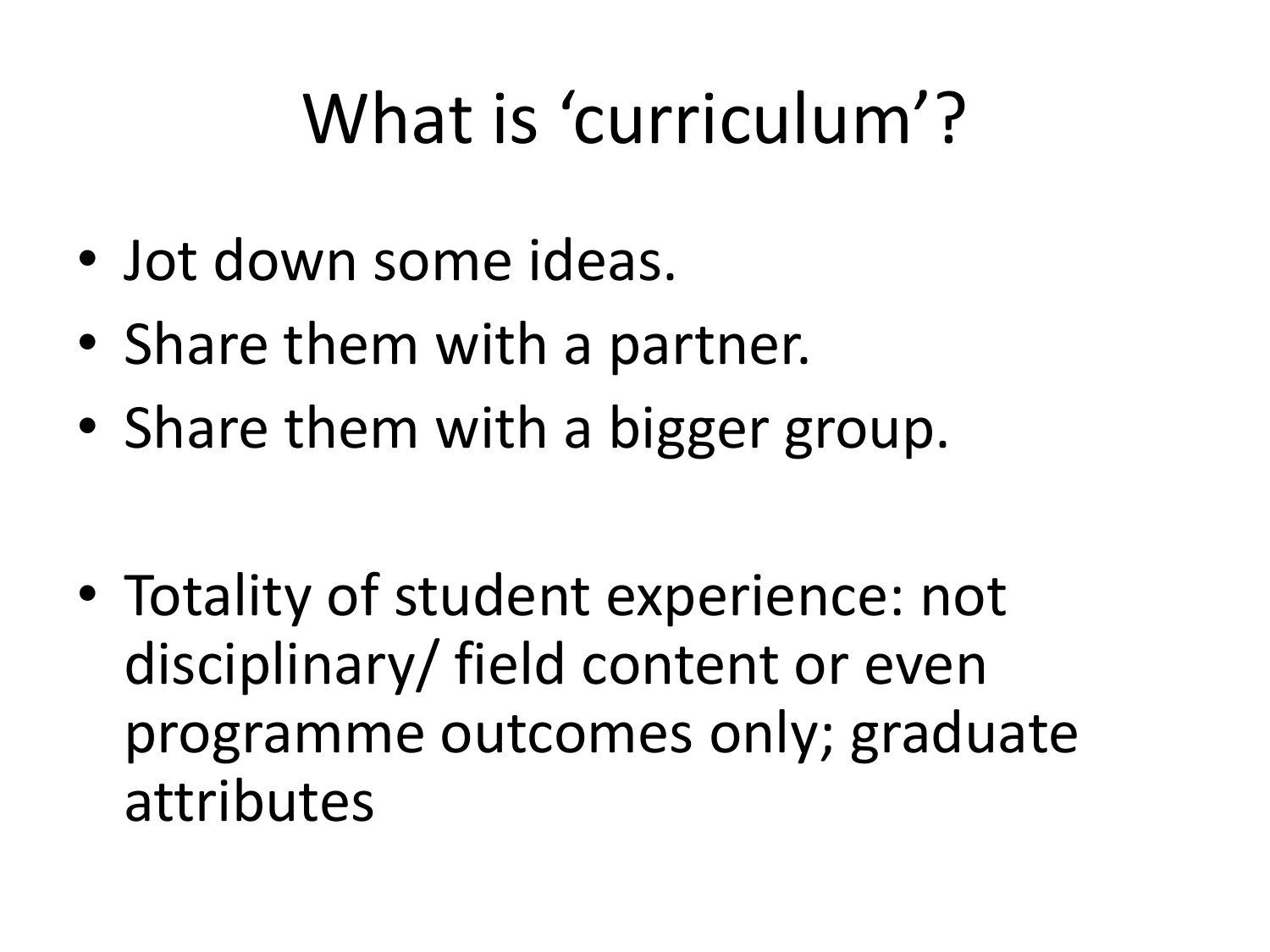# What is 'curriculum'?

- Jot down some ideas.
- Share them with a partner.
- Share them with a bigger group.

- Totality of student experience: not disciplinary/ field content or even programme outcomes only; graduate attributes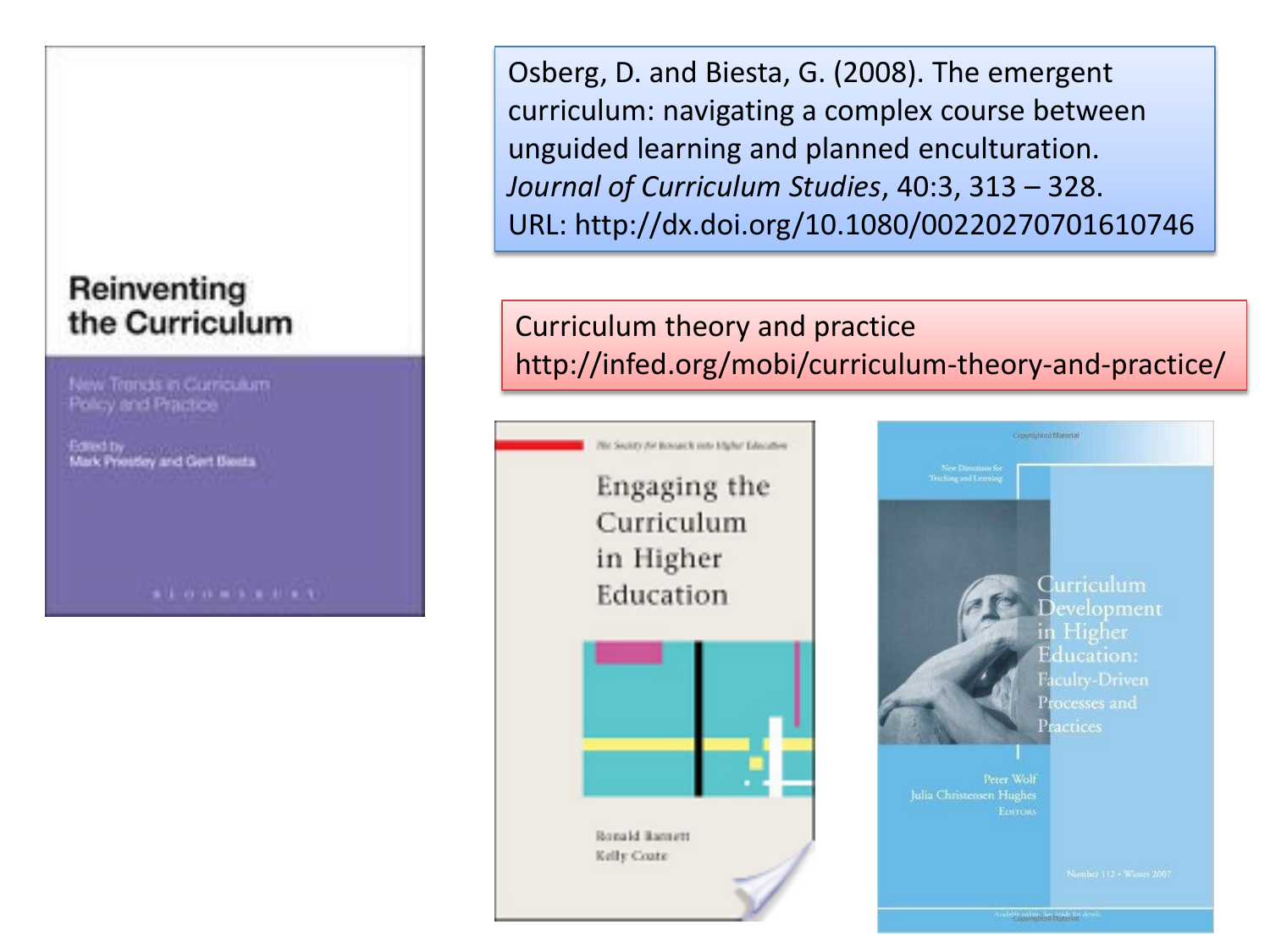Reinventing the Curriculum

New Trends in Curriculum Policy and Practice

Edited by Mark Priestley and Gert Biesta

Osberg, D. and Biesta, G. (2008). The emergent curriculum: navigating a complex course between unguided learning and planned enculturation. *Journal of Curriculum Studies*, 40:3, 313 – 328. URL: http://dx.doi.org/10.1080/00220270701610746

Curriculum theory and practice http://infed.org/mobi/curriculum-theory-and-practice/

Engaging the Curriculum in Higher Education

Ronald Barnett
Kelly Coate

Curriculum Development in Higher Education: Faculty-Driven Processes and Practices

Peter Wolf
Julia Christensen Hughes
Editors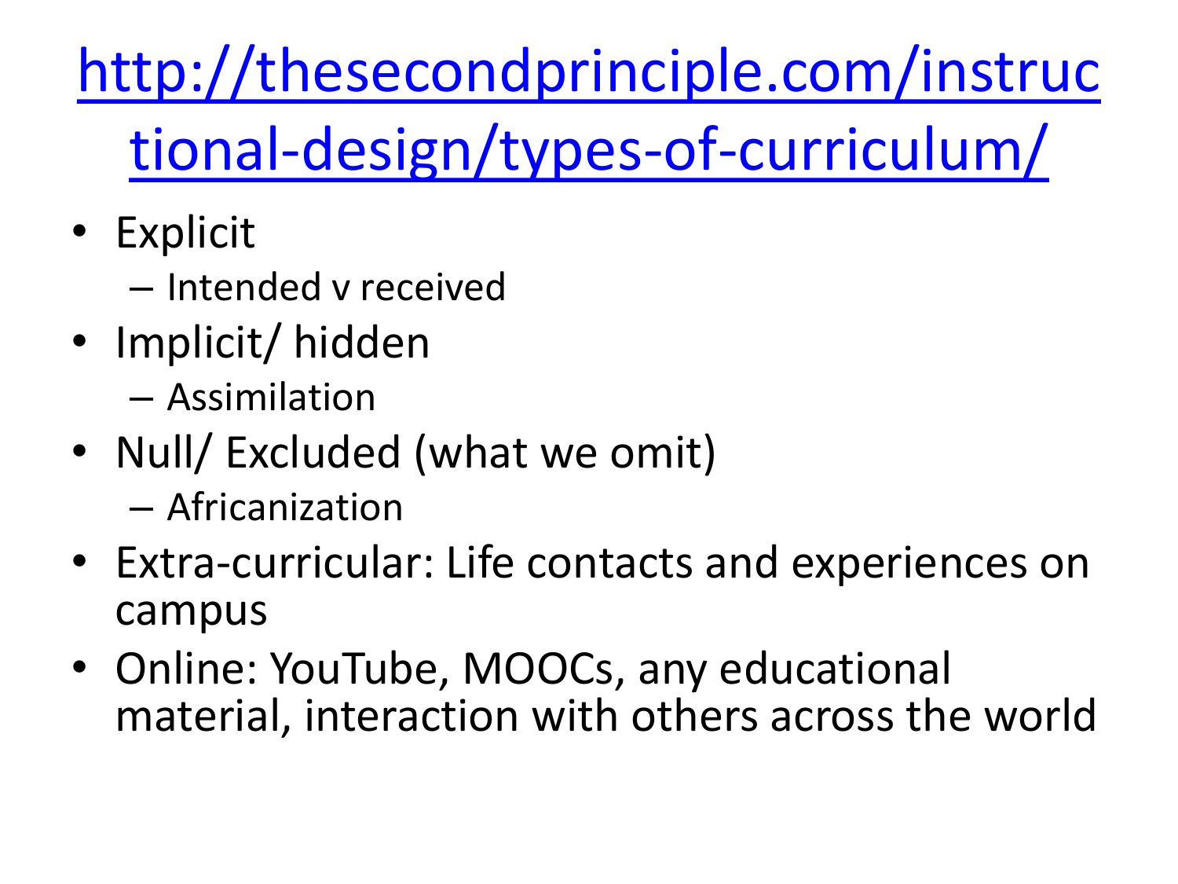# [http://thesecondprinciple.com/instructional-design/types-of-curriculum/](http://thesecondprinciple.com/instructional-design/types-of-curriculum/)

- Explicit
  - Intended v received
- Implicit/ hidden
  - Assimilation
- Null/ Excluded (what we omit)
  - Africanization
- Extra-curricular: Life contacts and experiences on campus
- Online: YouTube, MOOCs, any educational material, interaction with others across the world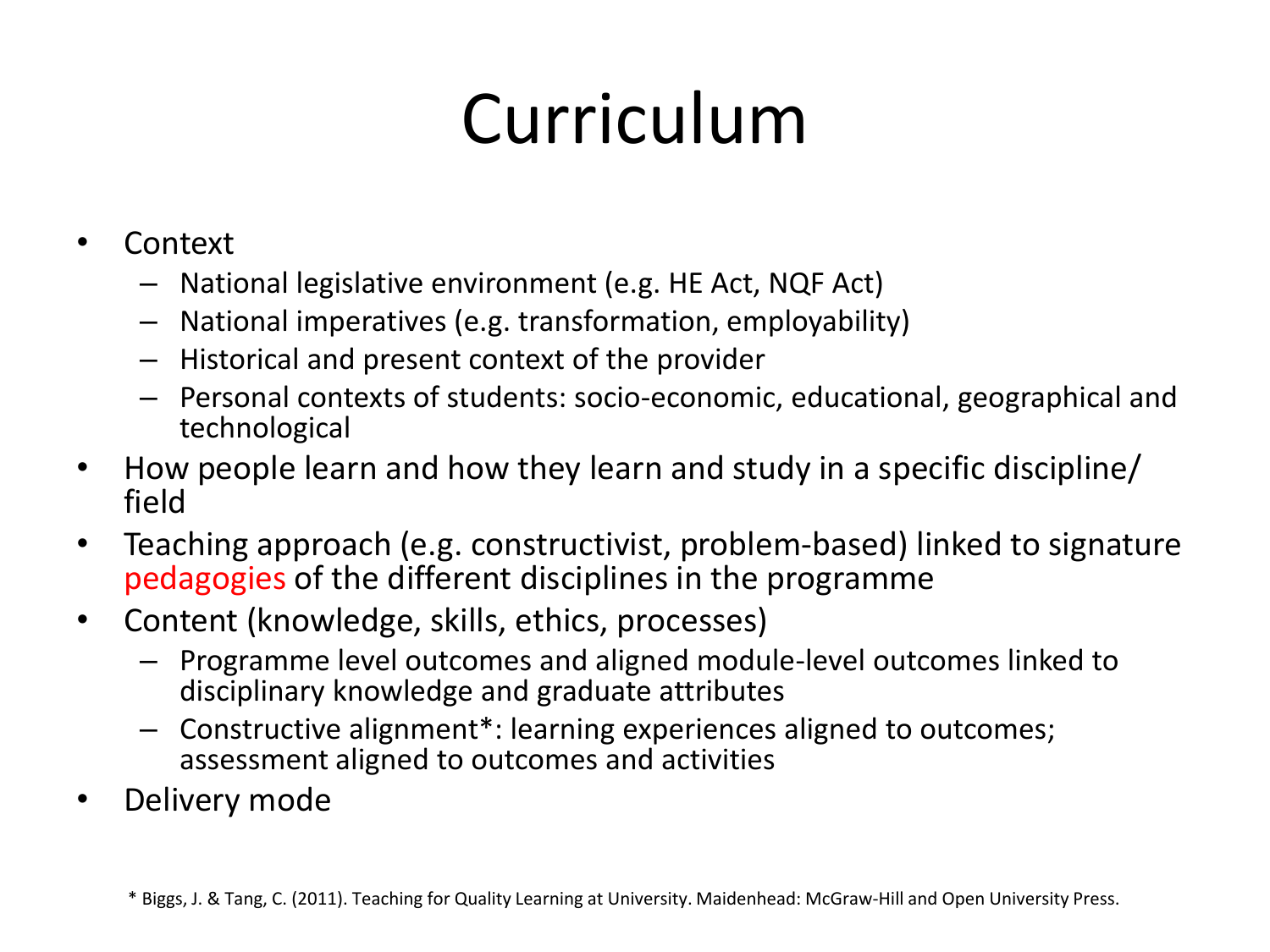# Curriculum

- Context
  - National legislative environment (e.g. HE Act, NQF Act)
  - National imperatives (e.g. transformation, employability)
  - Historical and present context of the provider
  - Personal contexts of students: socio-economic, educational, geographical and technological
- How people learn and how they learn and study in a specific discipline/ field
- Teaching approach (e.g. constructivist, problem-based) linked to signature pedagogies of the different disciplines in the programme
- Content (knowledge, skills, ethics, processes)
  - Programme level outcomes and aligned module-level outcomes linked to disciplinary knowledge and graduate attributes
  - Constructive alignment*: learning experiences aligned to outcomes; assessment aligned to outcomes and activities
- Delivery mode

\* Biggs, J. & Tang, C. (2011). Teaching for Quality Learning at University. Maidenhead: McGraw-Hill and Open University Press.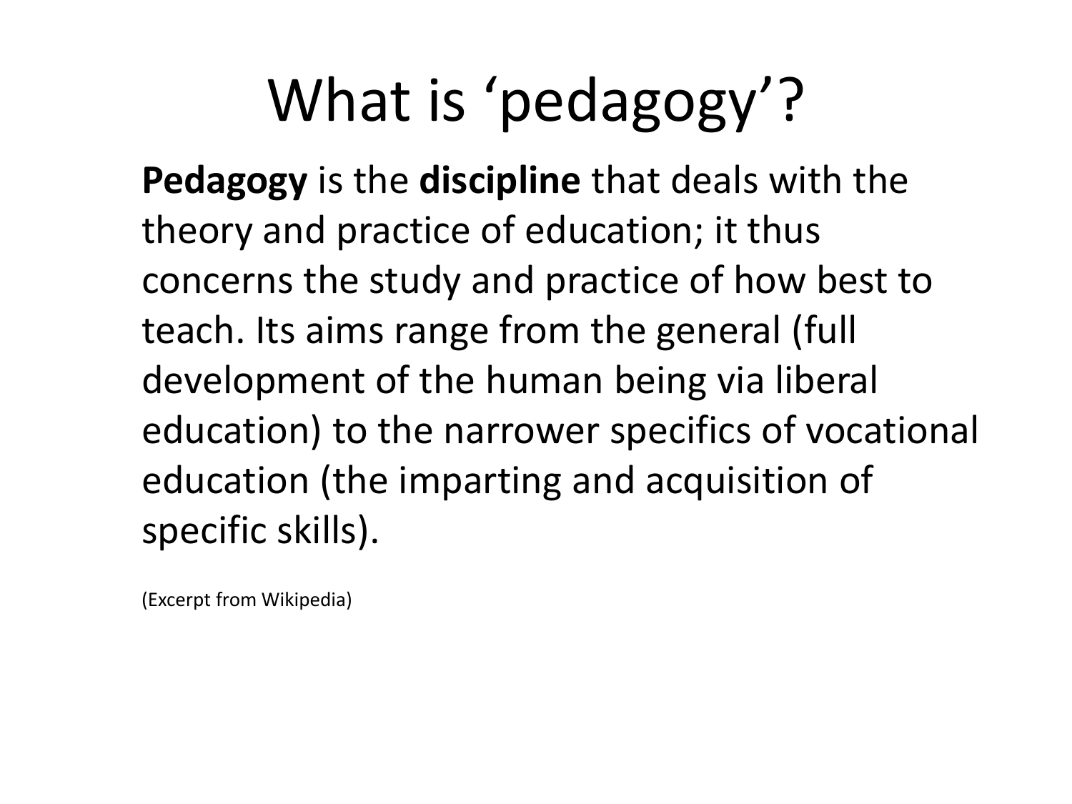# What is 'pedagogy'?

**Pedagogy** is the **discipline** that deals with the theory and practice of education; it thus concerns the study and practice of how best to teach. Its aims range from the general (full development of the human being via liberal education) to the narrower specifics of vocational education (the imparting and acquisition of specific skills).

(Excerpt from Wikipedia)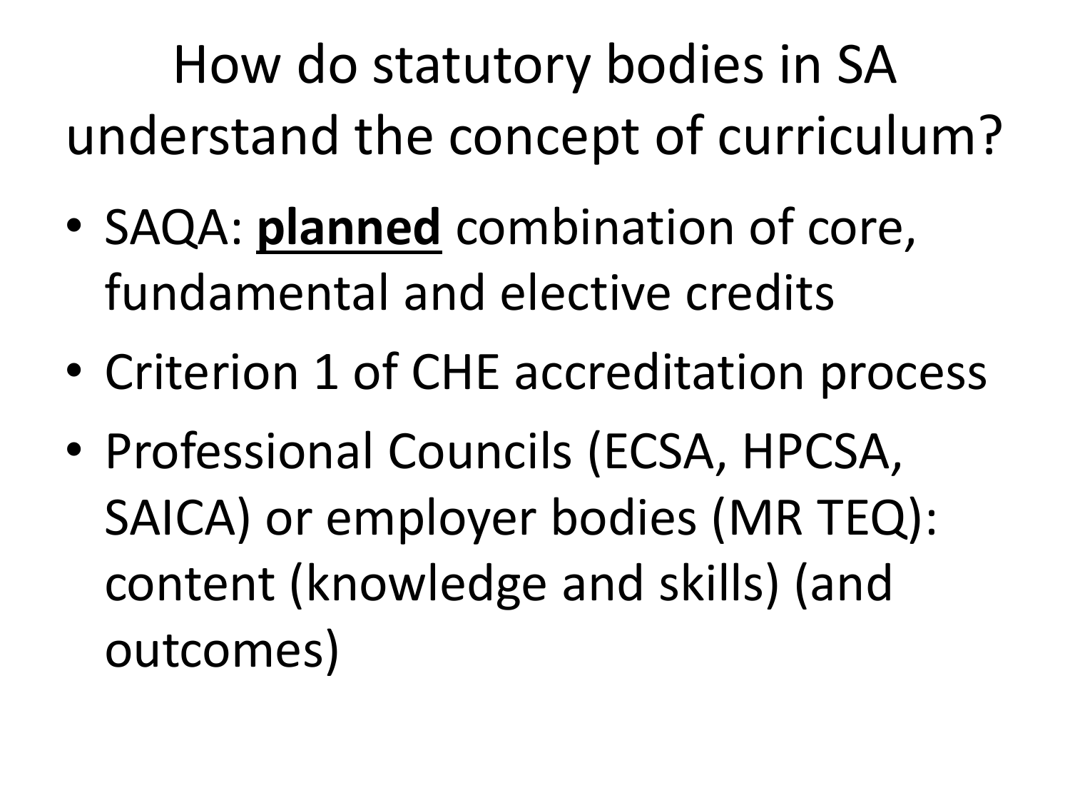# How do statutory bodies in SA understand the concept of curriculum?

- SAQA: **<u>planned</u>** combination of core, fundamental and elective credits
- Criterion 1 of CHE accreditation process
- Professional Councils (ECSA, HPCSA, SAICA) or employer bodies (MR TEQ): content (knowledge and skills) (and outcomes)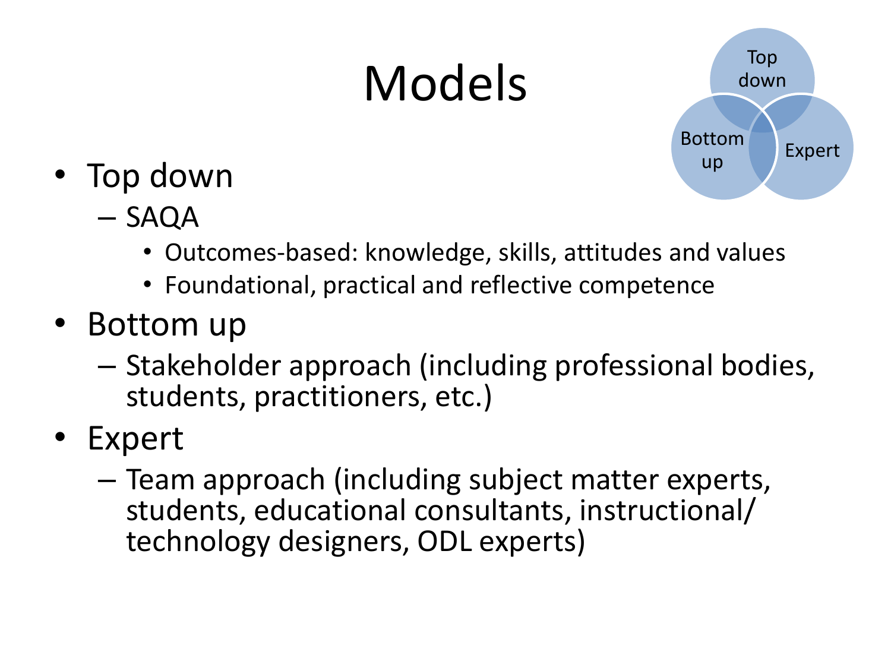# Models

- Top down
  - SAQA
    - Outcomes-based: knowledge, skills, attitudes and values
    - Foundational, practical and reflective competence
- Bottom up
  - Stakeholder approach (including professional bodies, students, practitioners, etc.)
- Expert
  - Team approach (including subject matter experts, students, educational consultants, instructional/ technology designers, ODL experts)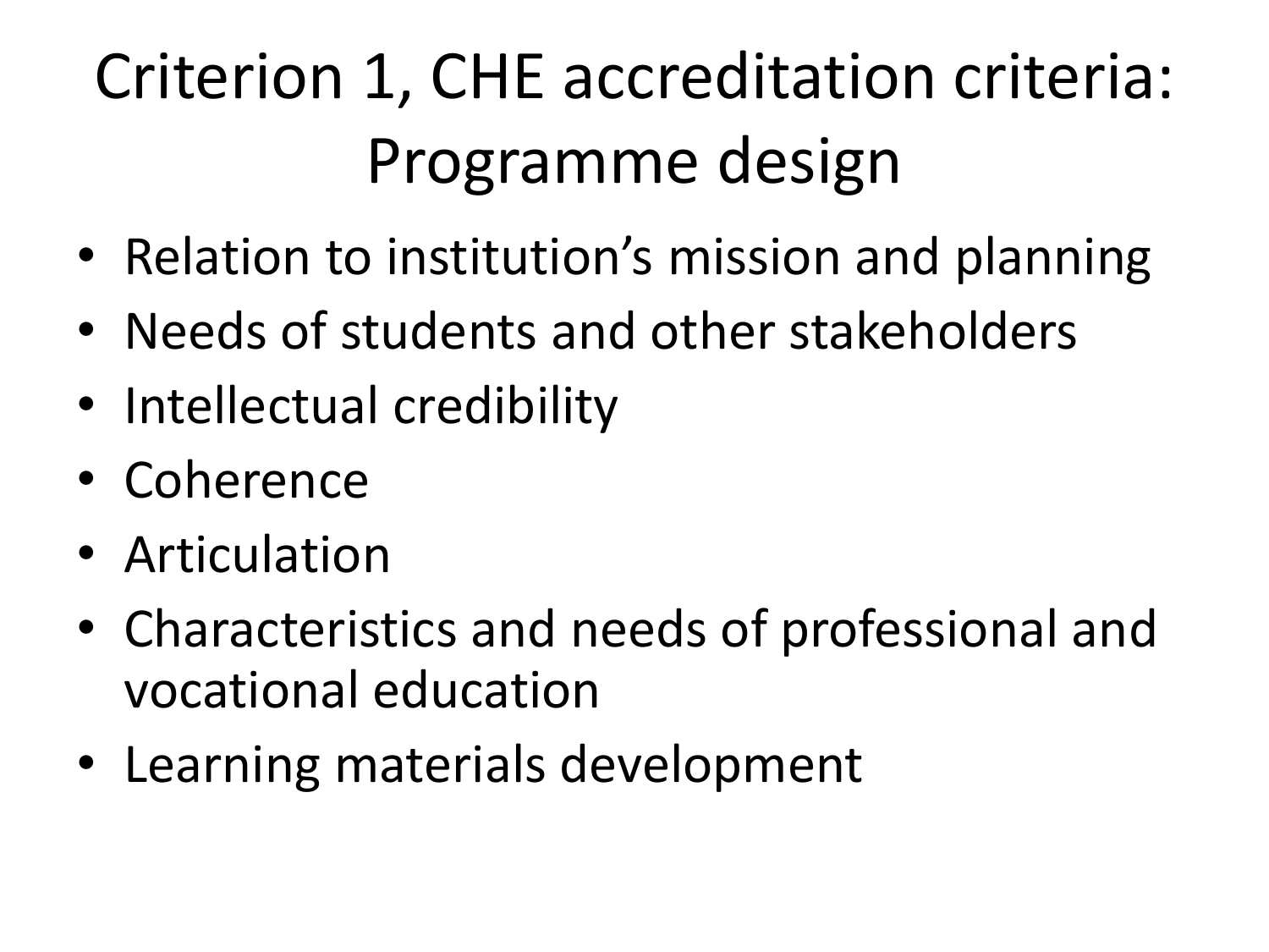# Criterion 1, CHE accreditation criteria: Programme design

- Relation to institution’s mission and planning
- Needs of students and other stakeholders
- Intellectual credibility
- Coherence
- Articulation
- Characteristics and needs of professional and vocational education
- Learning materials development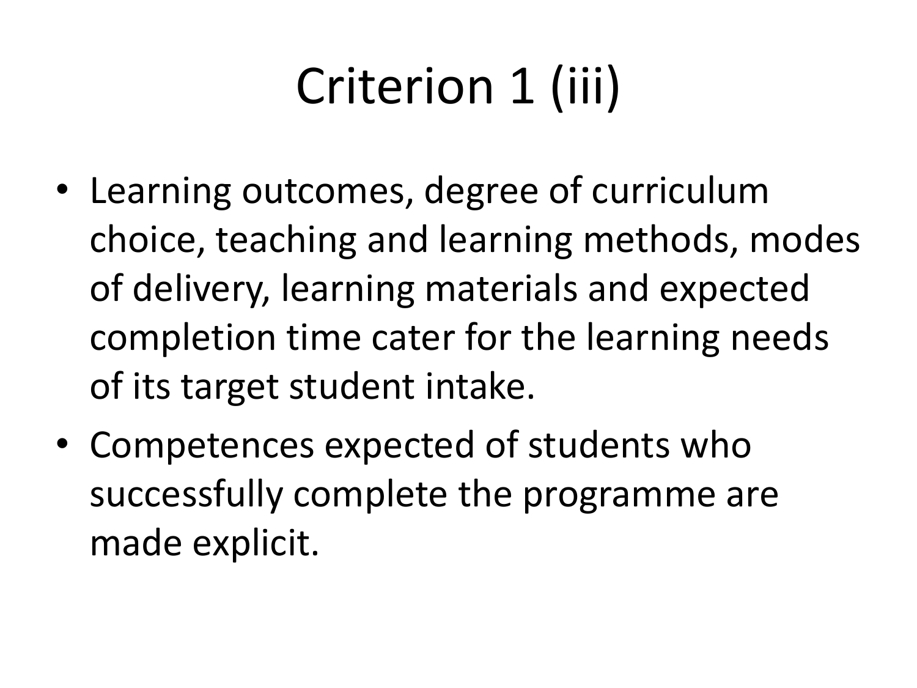# Criterion 1 (iii)

- Learning outcomes, degree of curriculum choice, teaching and learning methods, modes of delivery, learning materials and expected completion time cater for the learning needs of its target student intake.
- Competences expected of students who successfully complete the programme are made explicit.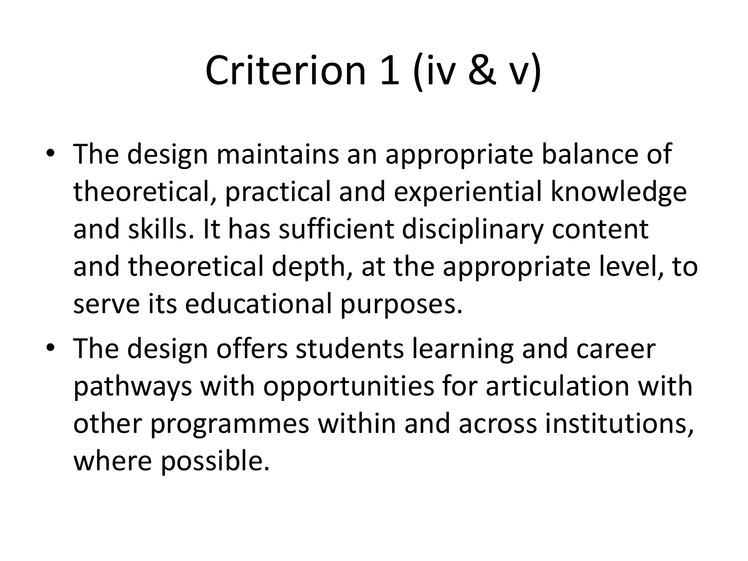# Criterion 1 (iv & v)

- The design maintains an appropriate balance of theoretical, practical and experiential knowledge and skills. It has sufficient disciplinary content and theoretical depth, at the appropriate level, to serve its educational purposes.
- The design offers students learning and career pathways with opportunities for articulation with other programmes within and across institutions, where possible.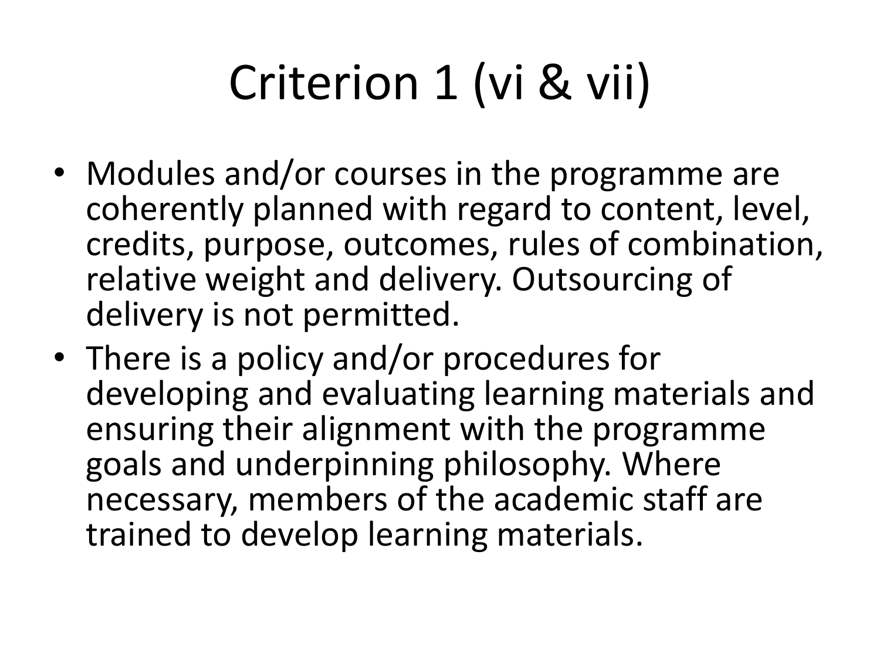# Criterion 1 (vi & vii)

- Modules and/or courses in the programme are coherently planned with regard to content, level, credits, purpose, outcomes, rules of combination, relative weight and delivery. Outsourcing of delivery is not permitted.
- There is a policy and/or procedures for developing and evaluating learning materials and ensuring their alignment with the programme goals and underpinning philosophy. Where necessary, members of the academic staff are trained to develop learning materials.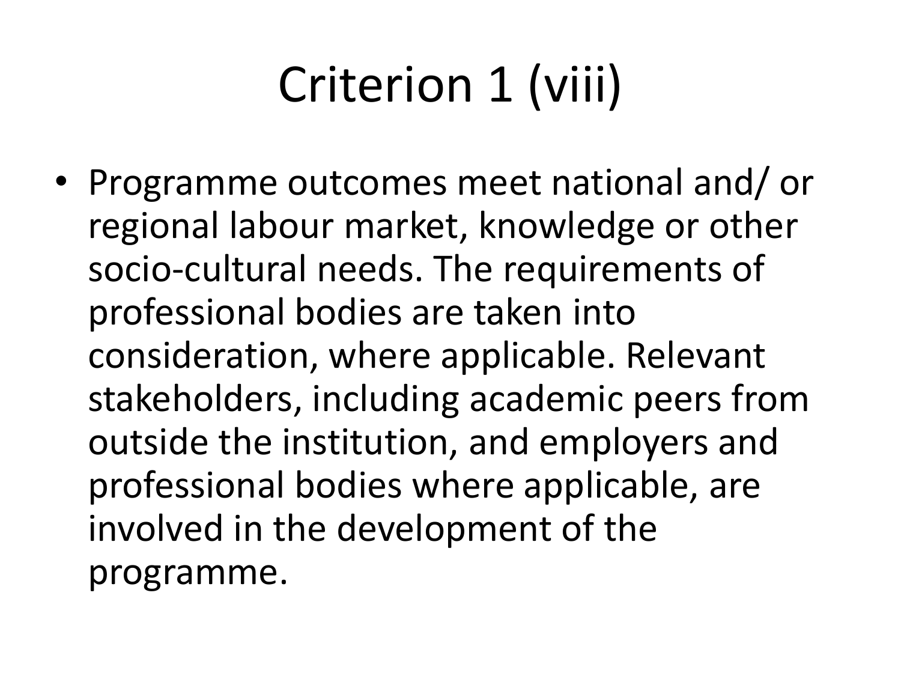# Criterion 1 (viii)

- Programme outcomes meet national and/ or regional labour market, knowledge or other socio-cultural needs. The requirements of professional bodies are taken into consideration, where applicable. Relevant stakeholders, including academic peers from outside the institution, and employers and professional bodies where applicable, are involved in the development of the programme.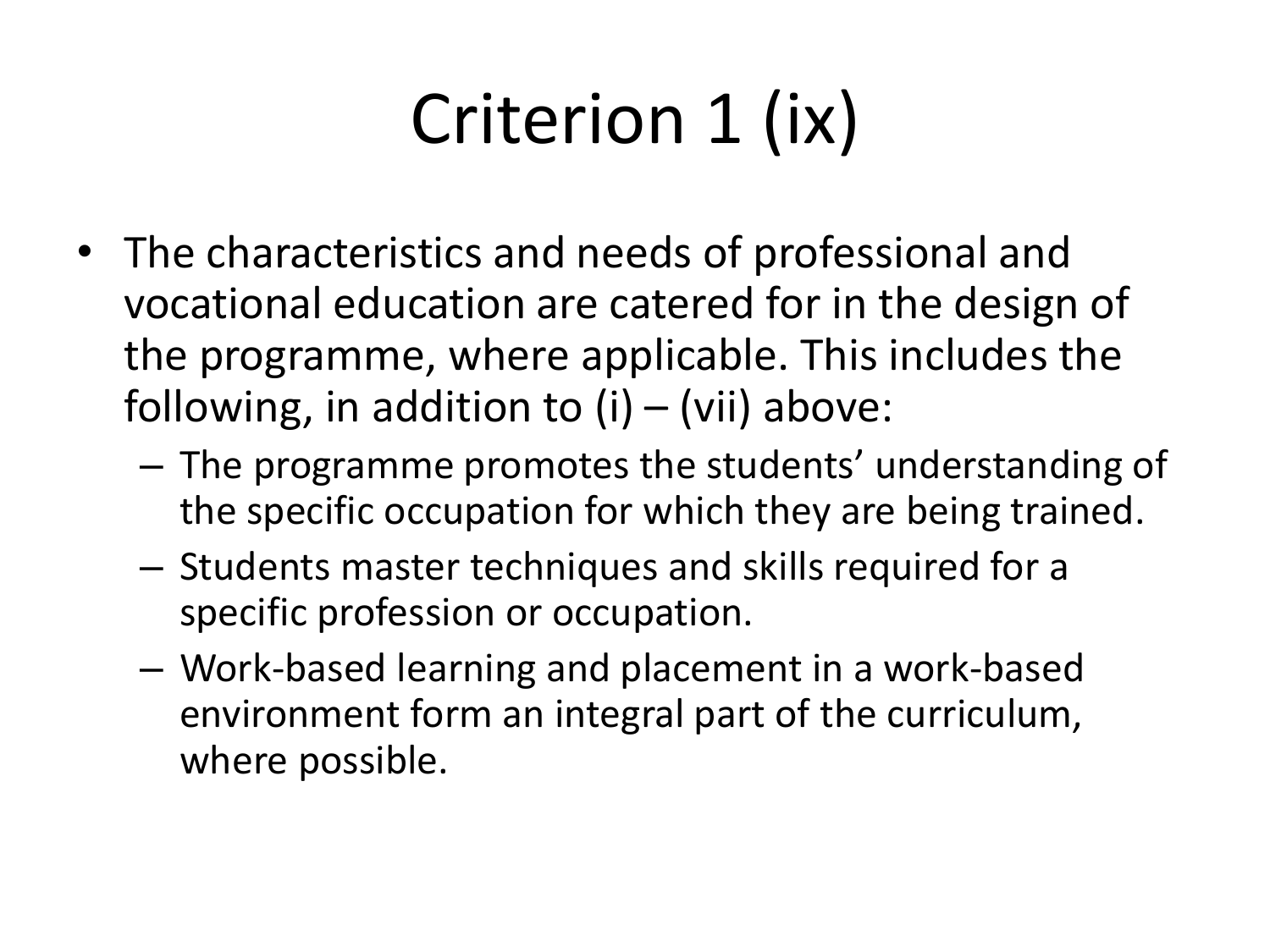# Criterion 1 (ix)

- The characteristics and needs of professional and vocational education are catered for in the design of the programme, where applicable. This includes the following, in addition to (i) – (vii) above:
  - The programme promotes the students' understanding of the specific occupation for which they are being trained.
  - Students master techniques and skills required for a specific profession or occupation.
  - Work-based learning and placement in a work-based environment form an integral part of the curriculum, where possible.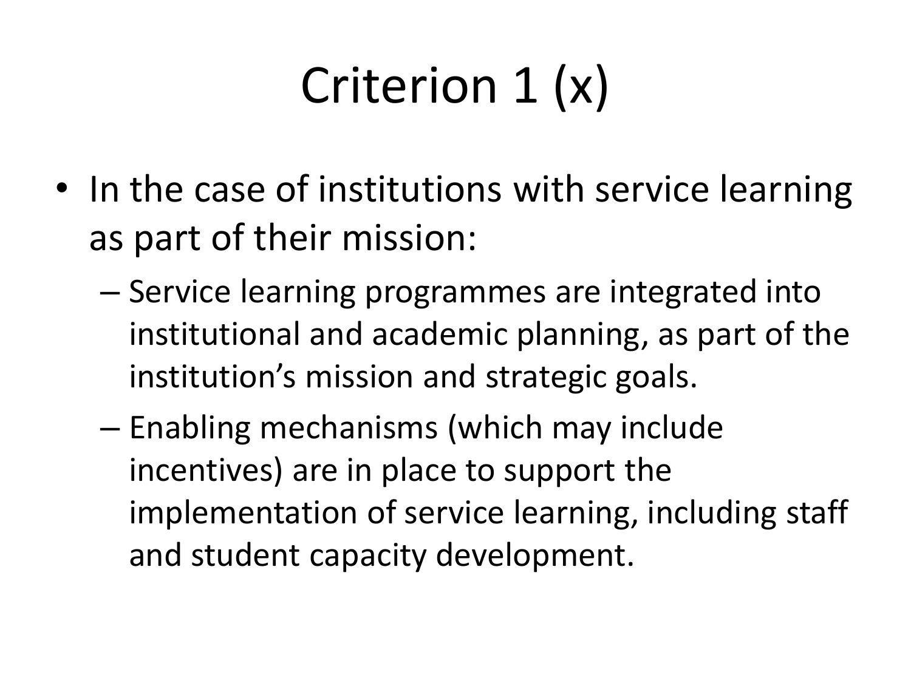# Criterion 1 (x)

- In the case of institutions with service learning as part of their mission:
  - Service learning programmes are integrated into institutional and academic planning, as part of the institution's mission and strategic goals.
  - Enabling mechanisms (which may include incentives) are in place to support the implementation of service learning, including staff and student capacity development.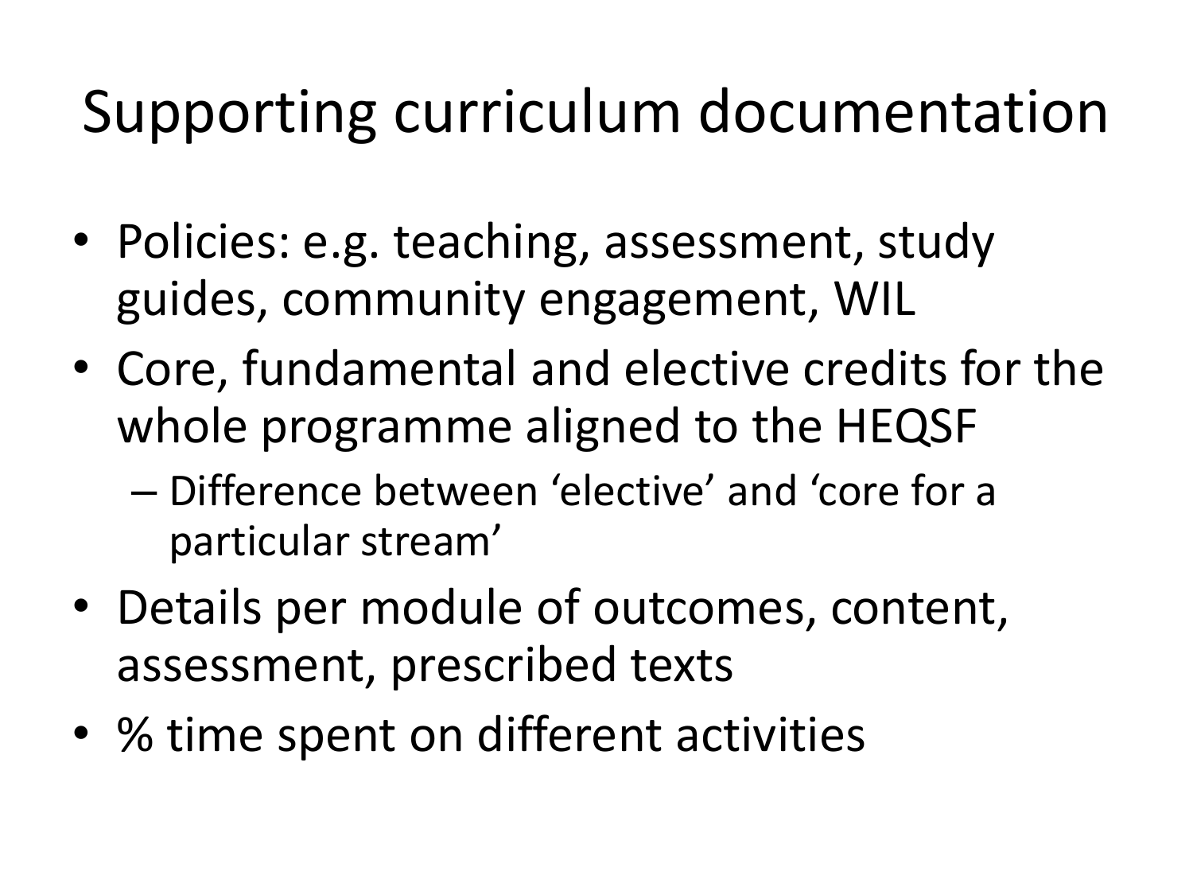# Supporting curriculum documentation

- Policies: e.g. teaching, assessment, study guides, community engagement, WIL
- Core, fundamental and elective credits for the whole programme aligned to the HEQSF
  - Difference between 'elective' and 'core for a particular stream'
- Details per module of outcomes, content, assessment, prescribed texts
- % time spent on different activities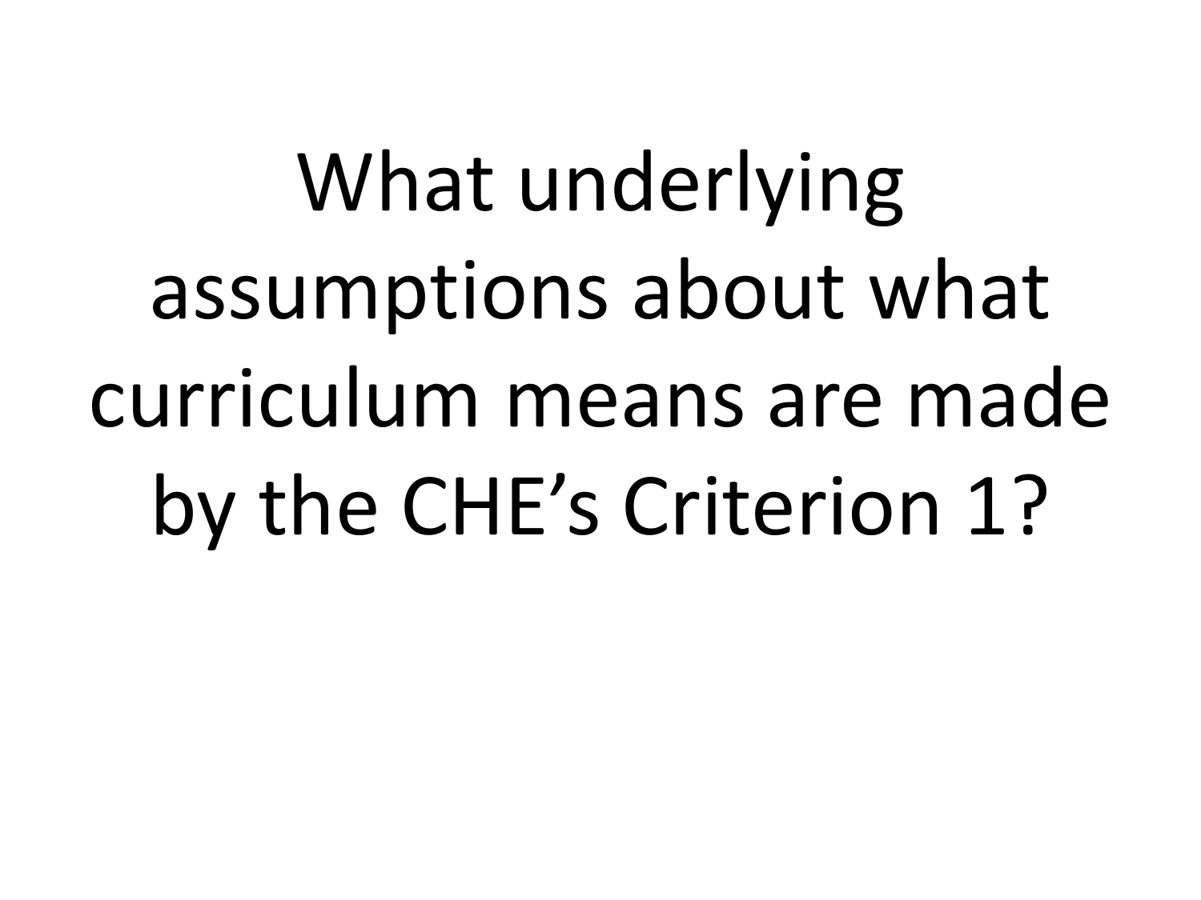# What underlying assumptions about what curriculum means are made by the CHE's Criterion 1?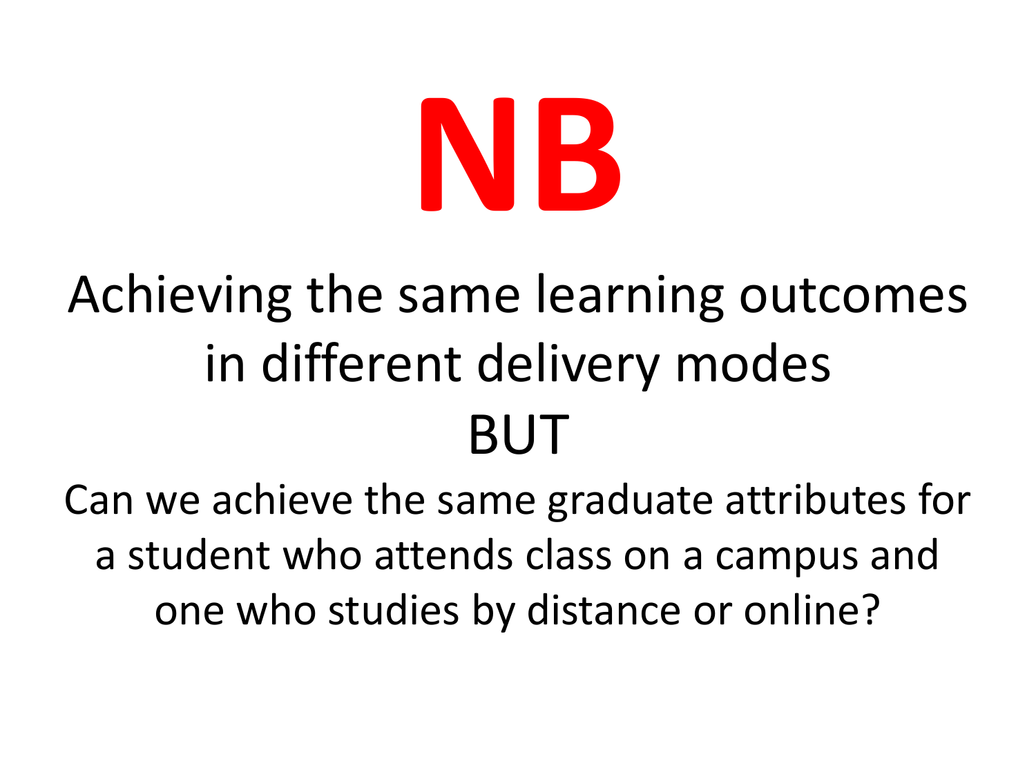# NB

Achieving the same learning outcomes in different delivery modes

BUT

Can we achieve the same graduate attributes for a student who attends class on a campus and one who studies by distance or online?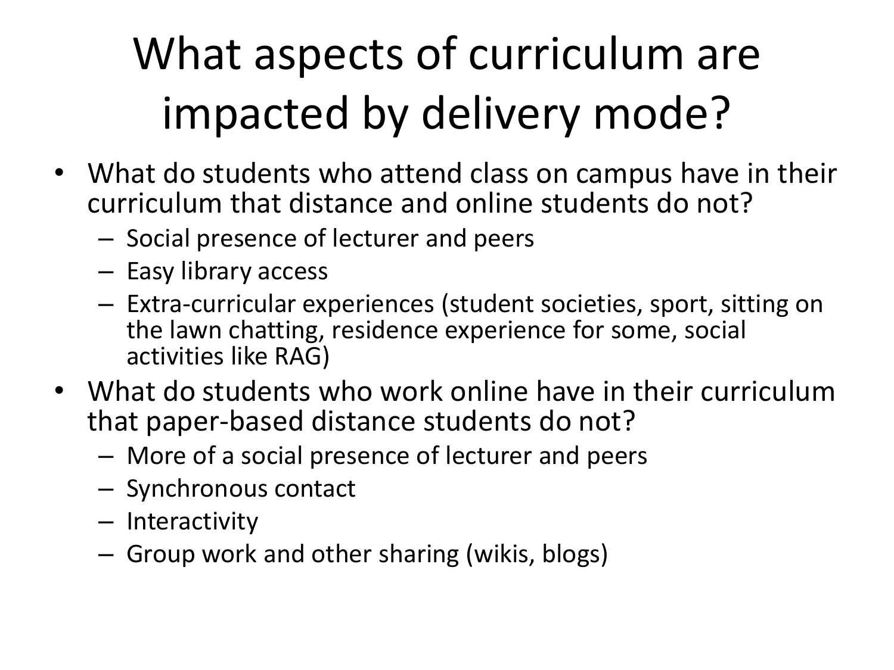# What aspects of curriculum are impacted by delivery mode?

- What do students who attend class on campus have in their curriculum that distance and online students do not?
  - Social presence of lecturer and peers
  - Easy library access
  - Extra-curricular experiences (student societies, sport, sitting on the lawn chatting, residence experience for some, social activities like RAG)
- What do students who work online have in their curriculum that paper-based distance students do not?
  - More of a social presence of lecturer and peers
  - Synchronous contact
  - Interactivity
  - Group work and other sharing (wikis, blogs)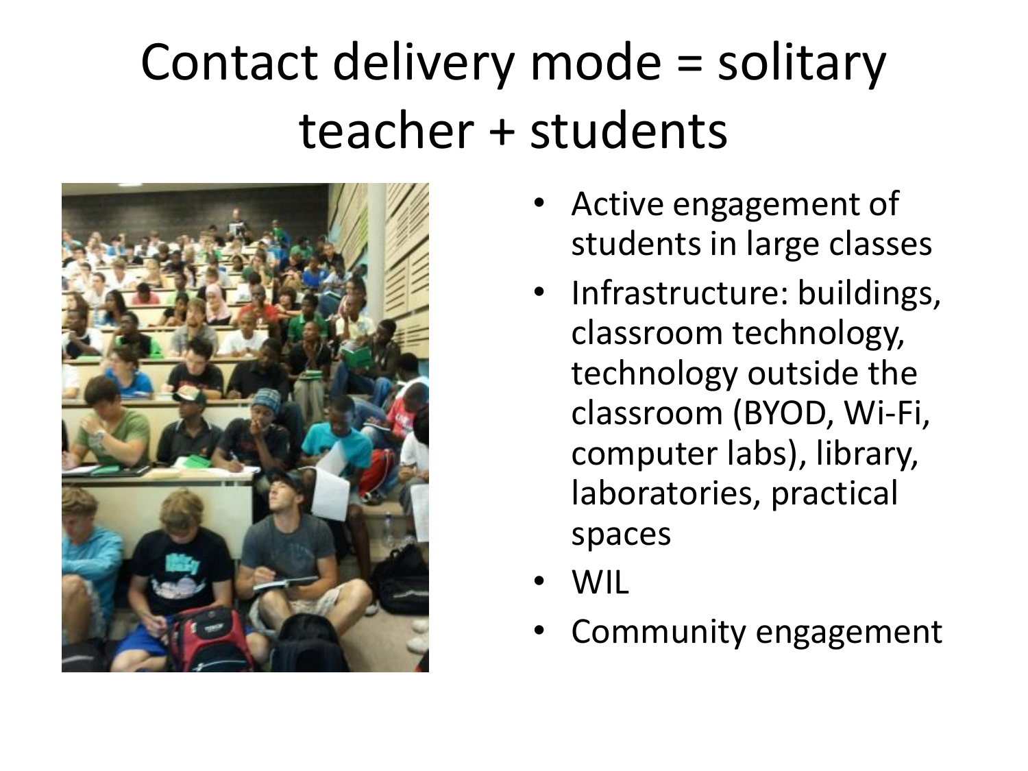# Contact delivery mode = solitary teacher + students

- Active engagement of students in large classes
- Infrastructure: buildings, classroom technology, technology outside the classroom (BYOD, Wi-Fi, computer labs), library, laboratories, practical spaces
- WIL
- Community engagement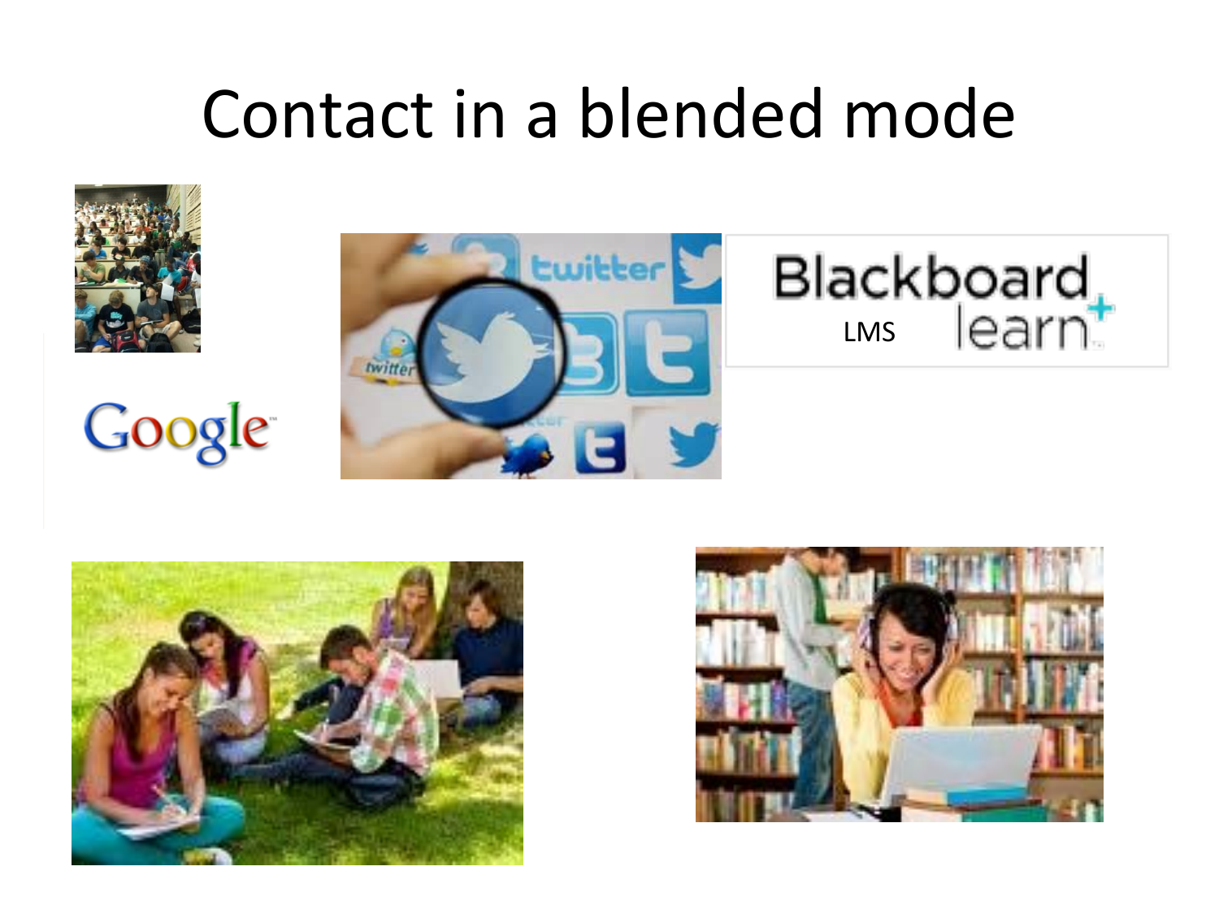# Contact in a blended mode

LMS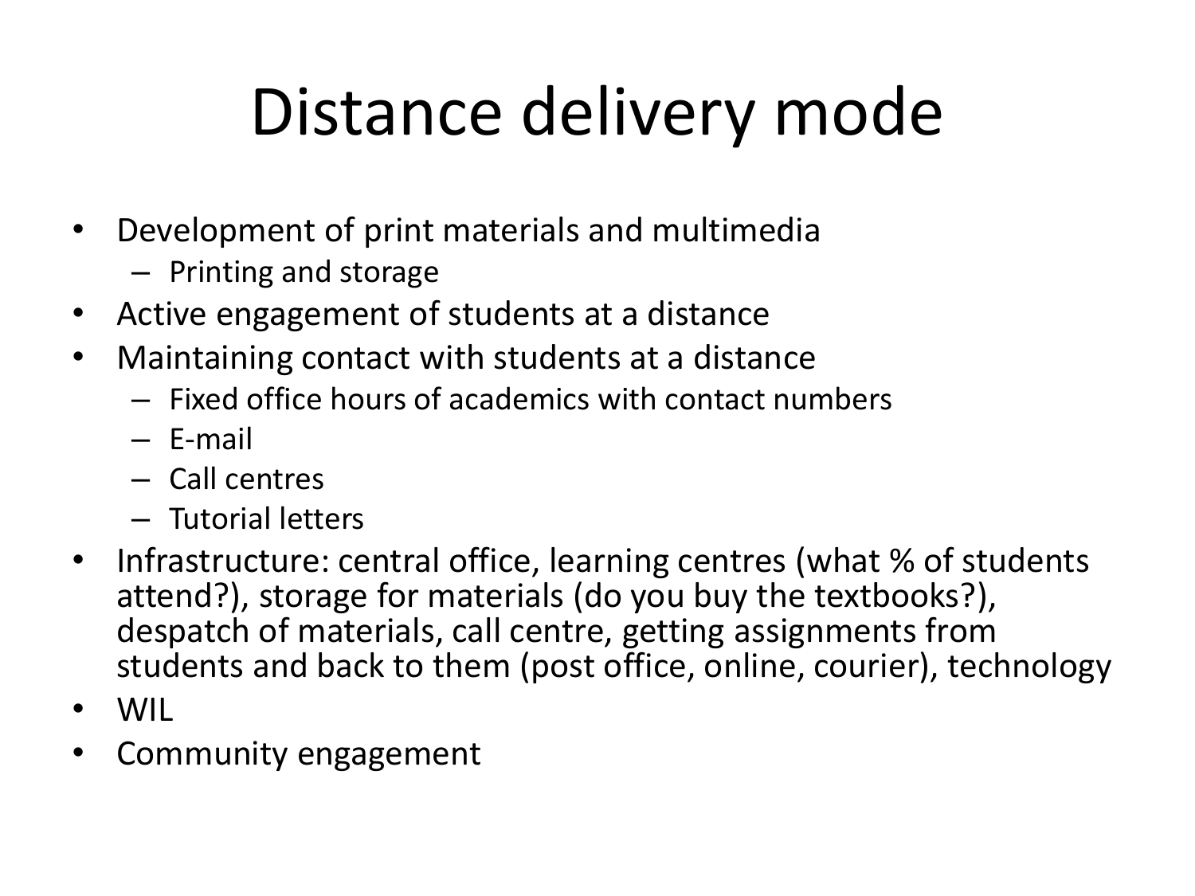# Distance delivery mode

- Development of print materials and multimedia
  - Printing and storage
- Active engagement of students at a distance
- Maintaining contact with students at a distance
  - Fixed office hours of academics with contact numbers
  - E-mail
  - Call centres
  - Tutorial letters
- Infrastructure: central office, learning centres (what % of students attend?), storage for materials (do you buy the textbooks?), despatch of materials, call centre, getting assignments from students and back to them (post office, online, courier), technology
- WIL
- Community engagement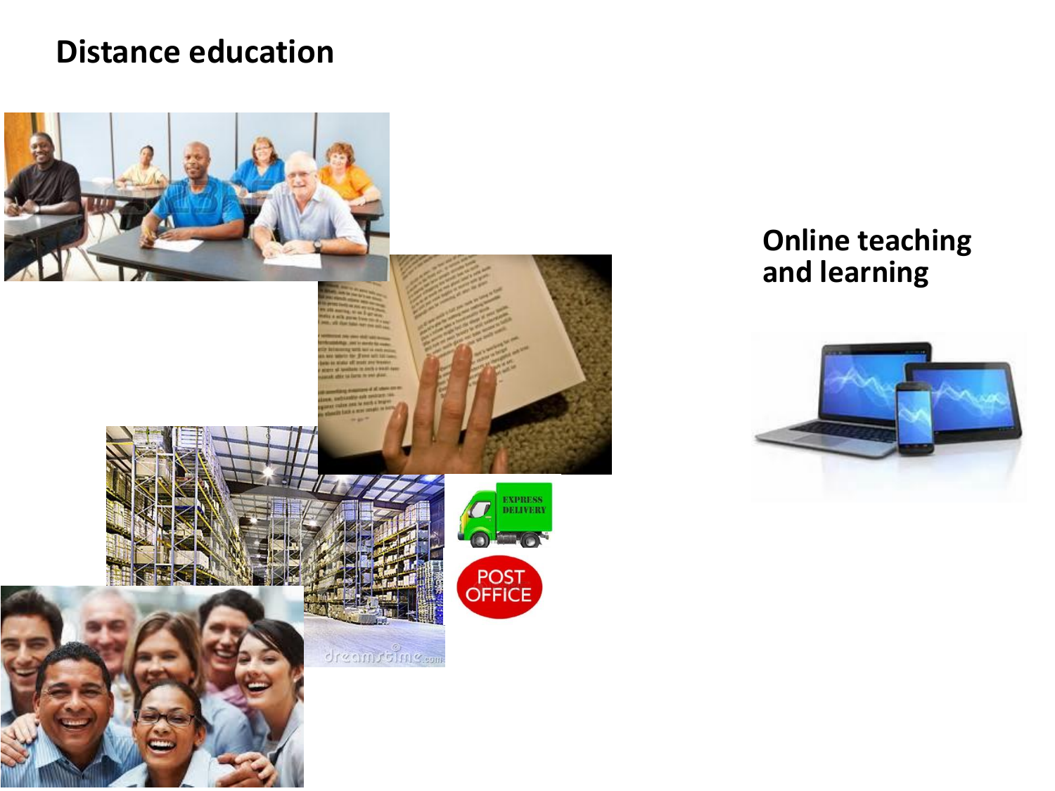# Distance education

Online teaching and learning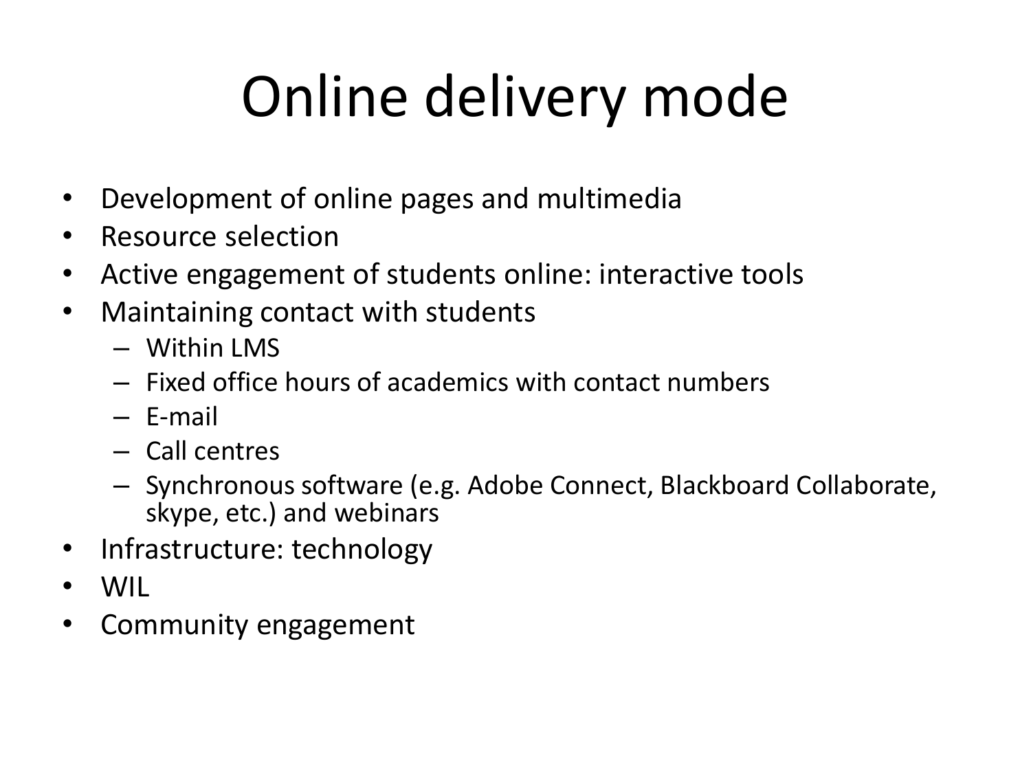# Online delivery mode

- Development of online pages and multimedia
- Resource selection
- Active engagement of students online: interactive tools
- Maintaining contact with students
  - Within LMS
  - Fixed office hours of academics with contact numbers
  - E-mail
  - Call centres
  - Synchronous software (e.g. Adobe Connect, Blackboard Collaborate, skype, etc.) and webinars
- Infrastructure: technology
- WIL
- Community engagement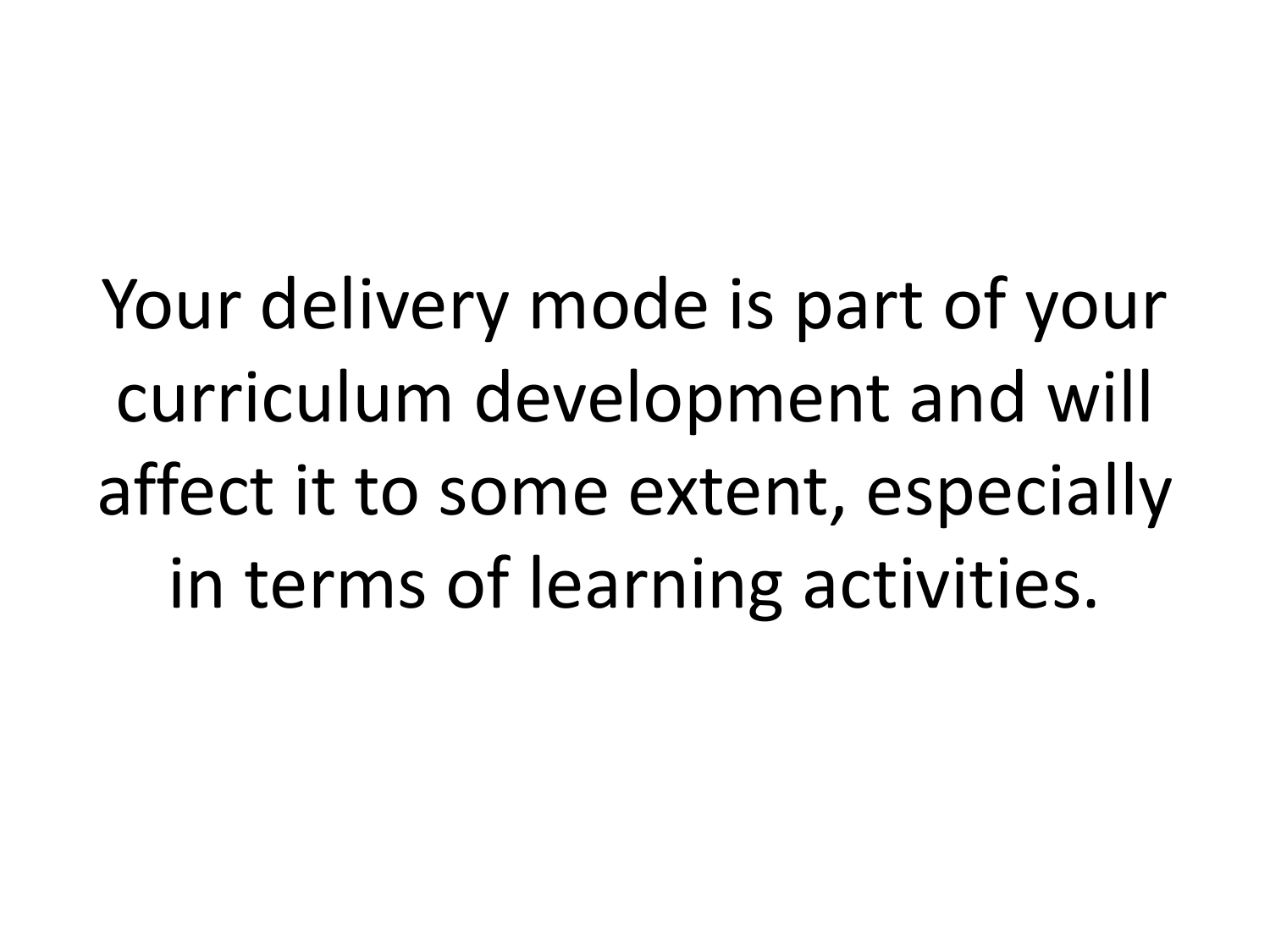Your delivery mode is part of your curriculum development and will affect it to some extent, especially in terms of learning activities.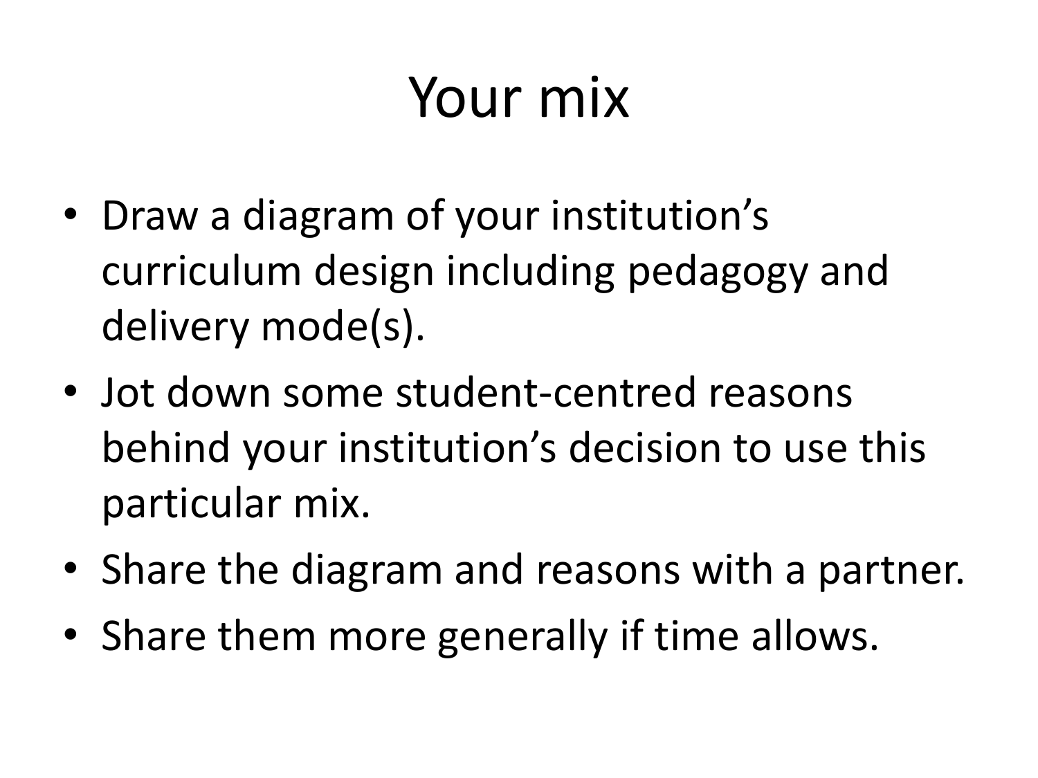# Your mix

- Draw a diagram of your institution's curriculum design including pedagogy and delivery mode(s).
- Jot down some student-centred reasons behind your institution's decision to use this particular mix.
- Share the diagram and reasons with a partner.
- Share them more generally if time allows.